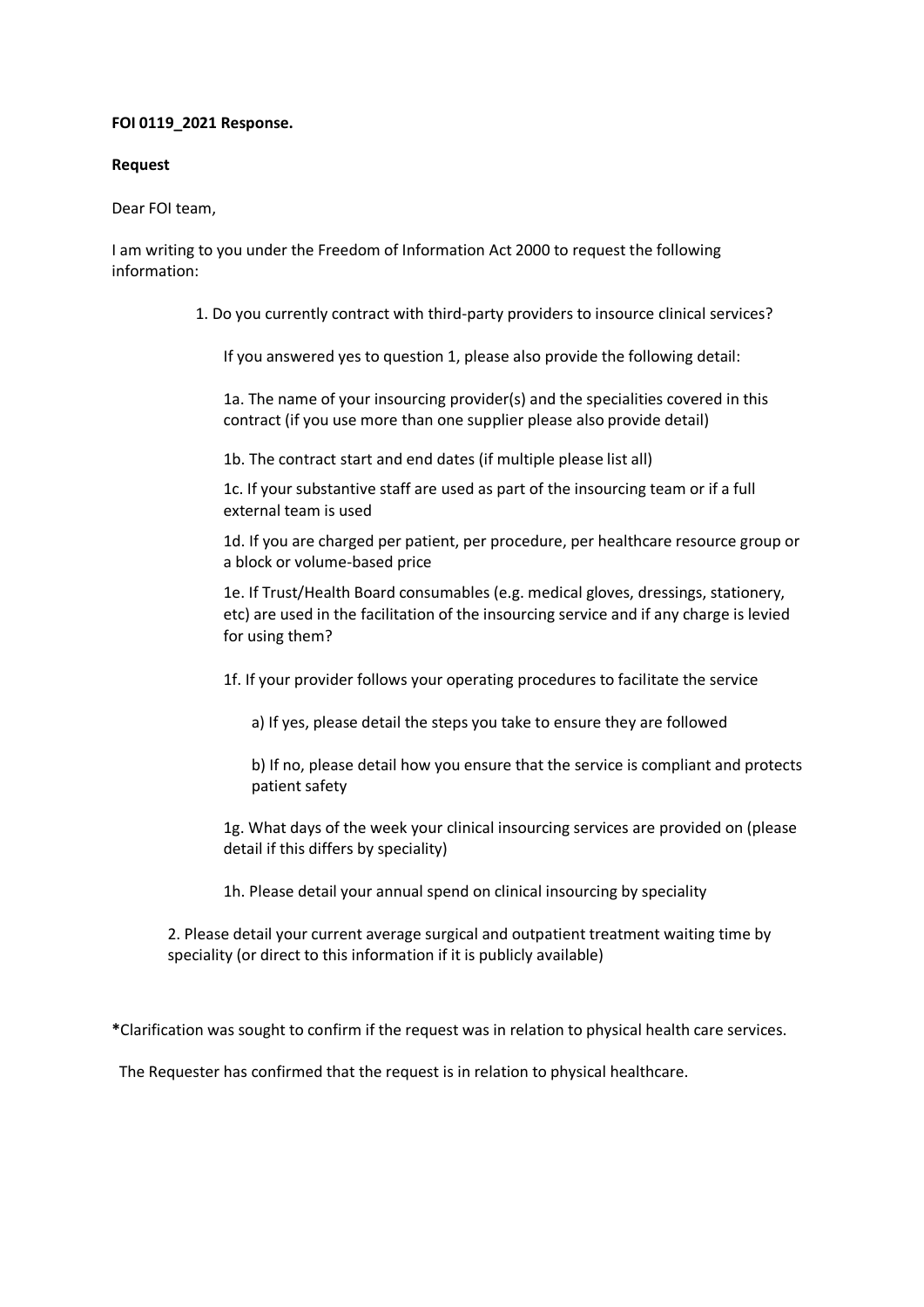**FOI 0119_2021 Response.**

**Request**

Dear FOI team,

I am writing to you under the Freedom of Information Act 2000 to request the following information:

1. Do you currently contract with third-party providers to insource clinical services?

   If you answered yes to question 1, please also provide the following detail:

   1a. The name of your insourcing provider(s) and the specialities covered in this contract (if you use more than one supplier please also provide detail)

   1b. The contract start and end dates (if multiple please list all)

   1c. If your substantive staff are used as part of the insourcing team or if a full external team is used

   1d. If you are charged per patient, per procedure, per healthcare resource group or a block or volume-based price

   1e. If Trust/Health Board consumables (e.g. medical gloves, dressings, stationery, etc) are used in the facilitation of the insourcing service and if any charge is levied for using them?

   1f. If your provider follows your operating procedures to facilitate the service

   a) If yes, please detail the steps you take to ensure they are followed

   b) If no, please detail how you ensure that the service is compliant and protects patient safety

   1g. What days of the week your clinical insourcing services are provided on (please detail if this differs by speciality)

   1h. Please detail your annual spend on clinical insourcing by speciality

2. Please detail your current average surgical and outpatient treatment waiting time by speciality (or direct to this information if it is publicly available)

**\***Clarification was sought to confirm if the request was in relation to physical health care services.

The Requester has confirmed that the request is in relation to physical healthcare.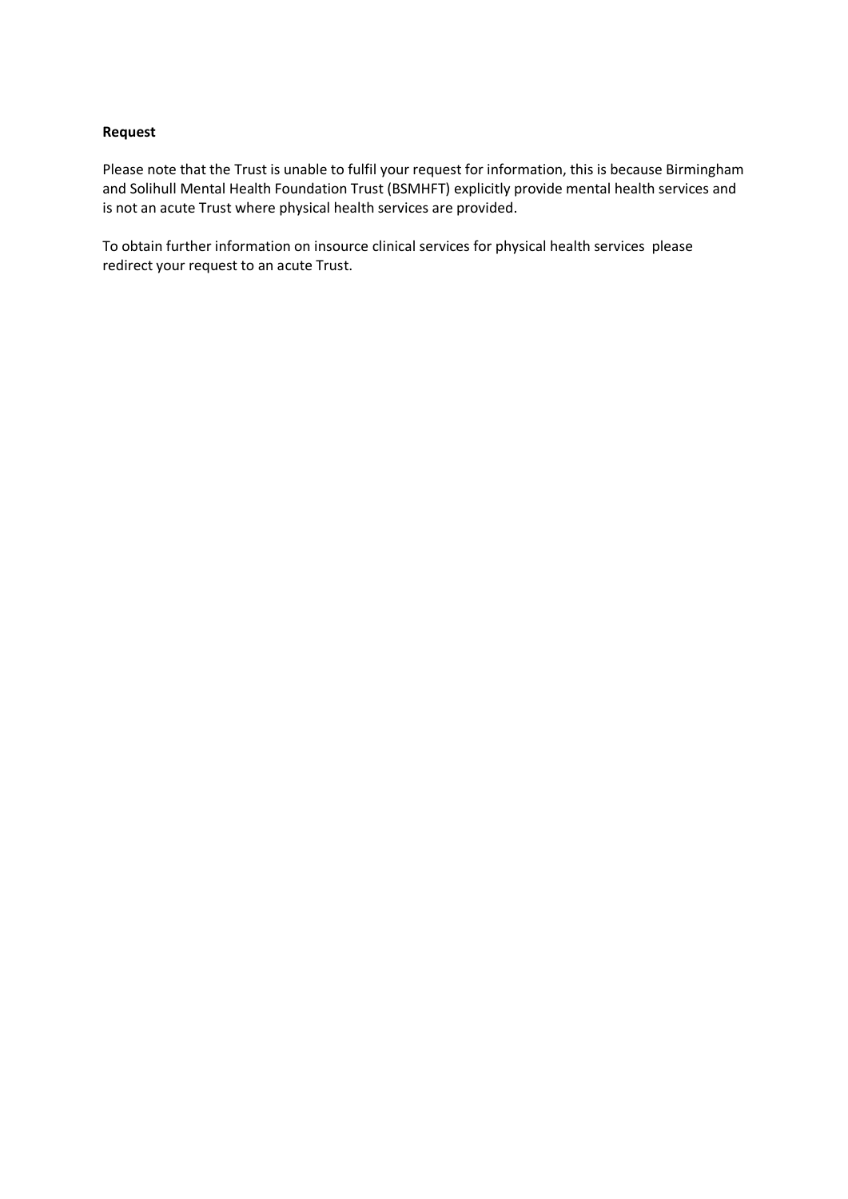**Request**

Please note that the Trust is unable to fulfil your request for information, this is because Birmingham and Solihull Mental Health Foundation Trust (BSMHFT) explicitly provide mental health services and is not an acute Trust where physical health services are provided.

To obtain further information on insource clinical services for physical health services please redirect your request to an acute Trust.